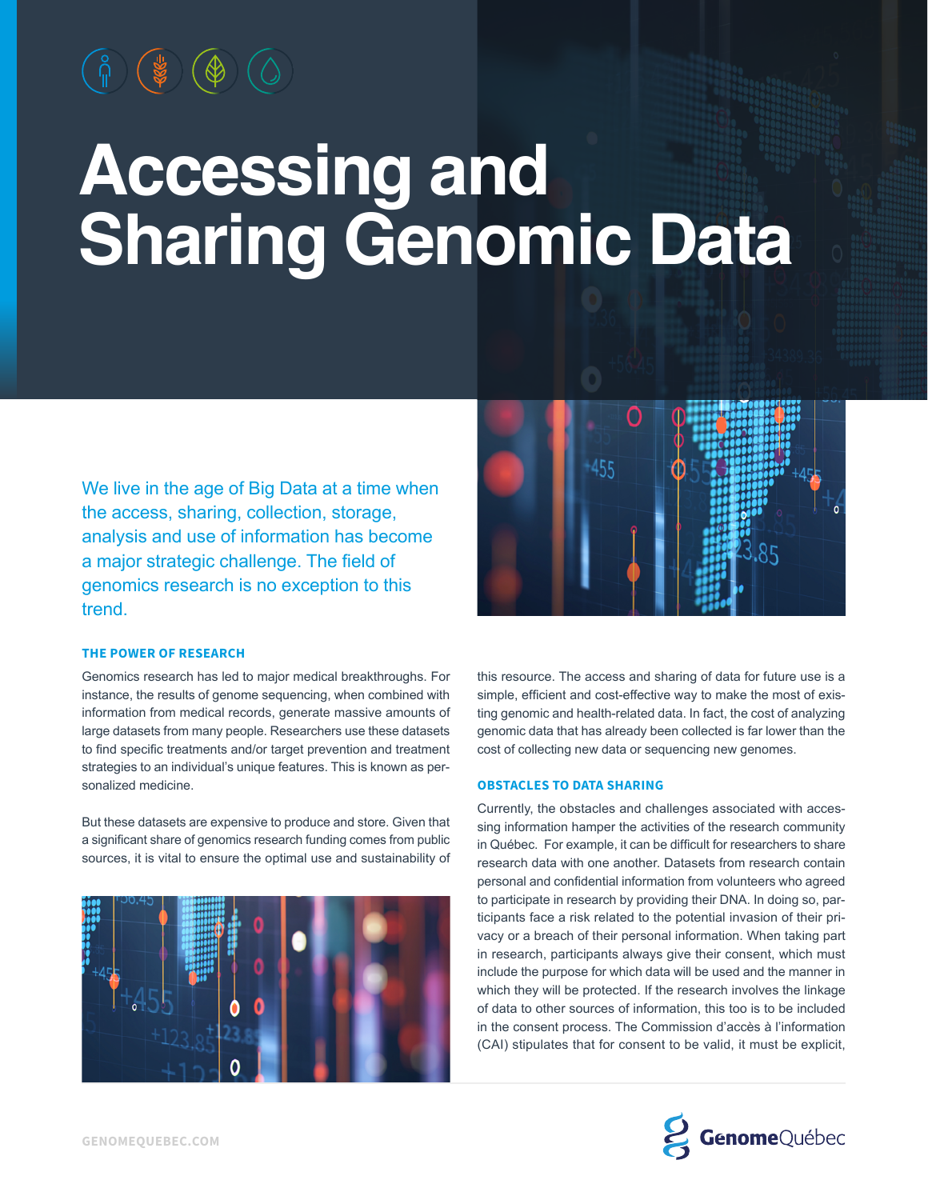# Accessing and Sharing Genomic Data

We live in the age of Big Data at a time when the access, sharing, collection, storage, analysis and use of information has become a major strategic challenge. The field of genomics research is no exception to this trend.

## THE POWER OF RESEARCH

Genomics research has led to major medical breakthroughs. For instance, the results of genome sequencing, when combined with information from medical records, generate massive amounts of large datasets from many people. Researchers use these datasets to find specific treatments and/or target prevention and treatment strategies to an individual's unique features. This is known as personalized medicine.

But these datasets are expensive to produce and store. Given that a significant share of genomics research funding comes from public sources, it is vital to ensure the optimal use and sustainability of this resource. The access and sharing of data for future use is a simple, efficient and cost-effective way to make the most of existing genomic and health-related data. In fact, the cost of analyzing genomic data that has already been collected is far lower than the cost of collecting new data or sequencing new genomes.

## OBSTACLES TO DATA SHARING

Currently, the obstacles and challenges associated with accessing information hamper the activities of the research community in Québec. For example, it can be difficult for researchers to share research data with one another. Datasets from research contain personal and confidential information from volunteers who agreed to participate in research by providing their DNA. In doing so, participants face a risk related to the potential invasion of their privacy or a breach of their personal information. When taking part in research, participants always give their consent, which must include the purpose for which data will be used and the manner in which they will be protected. If the research involves the linkage of data to other sources of information, this too is to be included in the consent process. The Commission d'accès à l'information (CAI) stipulates that for consent to be valid, it must be explicit,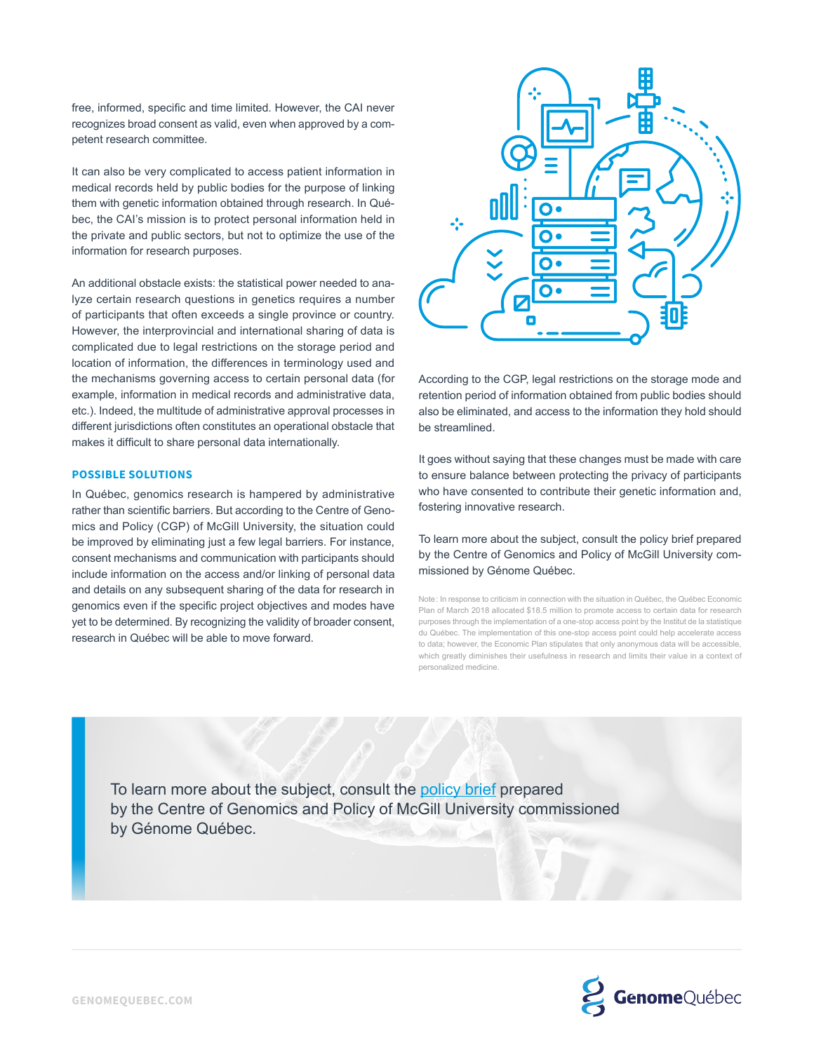free, informed, specific and time limited. However, the CAI never recognizes broad consent as valid, even when approved by a competent research committee.

It can also be very complicated to access patient information in medical records held by public bodies for the purpose of linking them with genetic information obtained through research. In Québec, the CAI's mission is to protect personal information held in the private and public sectors, but not to optimize the use of the information for research purposes.

An additional obstacle exists: the statistical power needed to analyze certain research questions in genetics requires a number of participants that often exceeds a single province or country. However, the interprovincial and international sharing of data is complicated due to legal restrictions on the storage period and location of information, the differences in terminology used and the mechanisms governing access to certain personal data (for example, information in medical records and administrative data, etc.). Indeed, the multitude of administrative approval processes in different jurisdictions often constitutes an operational obstacle that makes it difficult to share personal data internationally.

## POSSIBLE SOLUTIONS

In Québec, genomics research is hampered by administrative rather than scientific barriers. But according to the Centre of Genomics and Policy (CGP) of McGill University, the situation could be improved by eliminating just a few legal barriers. For instance, consent mechanisms and communication with participants should include information on the access and/or linking of personal data and details on any subsequent sharing of the data for research in genomics even if the specific project objectives and modes have yet to be determined. By recognizing the validity of broader consent, research in Québec will be able to move forward.

According to the CGP, legal restrictions on the storage mode and retention period of information obtained from public bodies should also be eliminated, and access to the information they hold should be streamlined.

It goes without saying that these changes must be made with care to ensure balance between protecting the privacy of participants who have consented to contribute their genetic information and, fostering innovative research.

To learn more about the subject, consult the policy brief prepared by the Centre of Genomics and Policy of McGill University commissioned by Génome Québec.

Note: In response to criticism in connection with the situation in Québec, the Québec Economic Plan of March 2018 allocated $18.5 million to promote access to certain data for research purposes through the implementation of a one-stop access point by the Institut de la statistique du Québec. The implementation of this one-stop access point could help accelerate access to data; however, the Economic Plan stipulates that only anonymous data will be accessible, which greatly diminishes their usefulness in research and limits their value in a context of personalized medicine.

To learn more about the subject, consult the policy brief prepared by the Centre of Genomics and Policy of McGill University commissioned by Génome Québec.